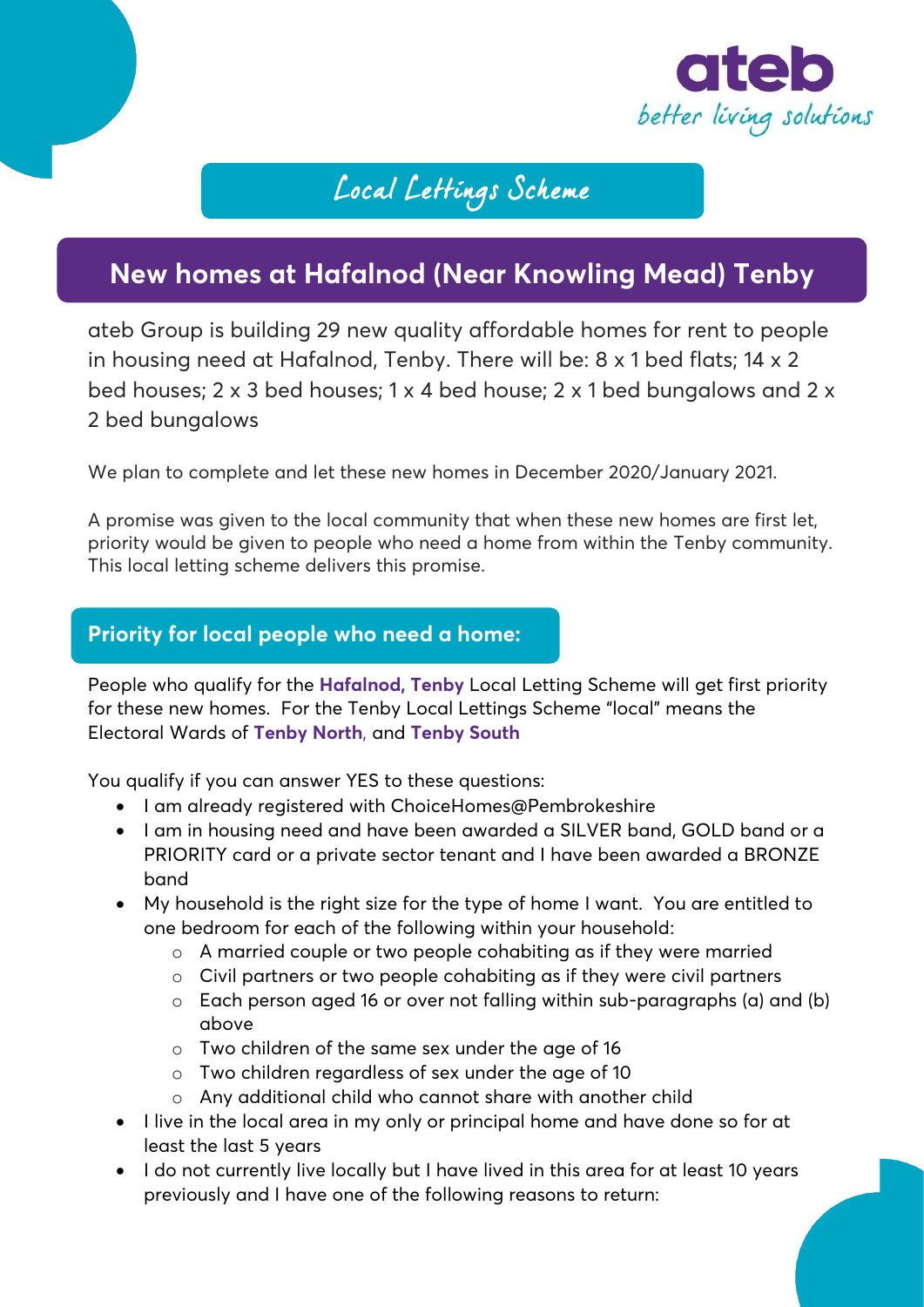ateb
better living solutions

## Local Lettings Scheme

# New homes at Hafalnod (Near Knowling Mead) Tenby

ateb Group is building 29 new quality affordable homes for rent to people in housing need at Hafalnod, Tenby. There will be: 8 x 1 bed flats; 14 x 2 bed houses; 2 x 3 bed houses; 1 x 4 bed house; 2 x 1 bed bungalows and 2 x 2 bed bungalows

We plan to complete and let these new homes in December 2020/January 2021.

A promise was given to the local community that when these new homes are first let, priority would be given to people who need a home from within the Tenby community. This local letting scheme delivers this promise.

## Priority for local people who need a home:

People who qualify for the **Hafalnod, Tenby** Local Letting Scheme will get first priority for these new homes. For the Tenby Local Lettings Scheme "local" means the Electoral Wards of **Tenby North**, and **Tenby South**

You qualify if you can answer YES to these questions:

- I am already registered with ChoiceHomes@Pembrokeshire
- I am in housing need and have been awarded a SILVER band, GOLD band or a PRIORITY card or a private sector tenant and I have been awarded a BRONZE band
- My household is the right size for the type of home I want. You are entitled to one bedroom for each of the following within your household:
  - A married couple or two people cohabiting as if they were married
  - Civil partners or two people cohabiting as if they were civil partners
  - Each person aged 16 or over not falling within sub-paragraphs (a) and (b) above
  - Two children of the same sex under the age of 16
  - Two children regardless of sex under the age of 10
  - Any additional child who cannot share with another child
- I live in the local area in my only or principal home and have done so for at least the last 5 years
- I do not currently live locally but I have lived in this area for at least 10 years previously and I have one of the following reasons to return: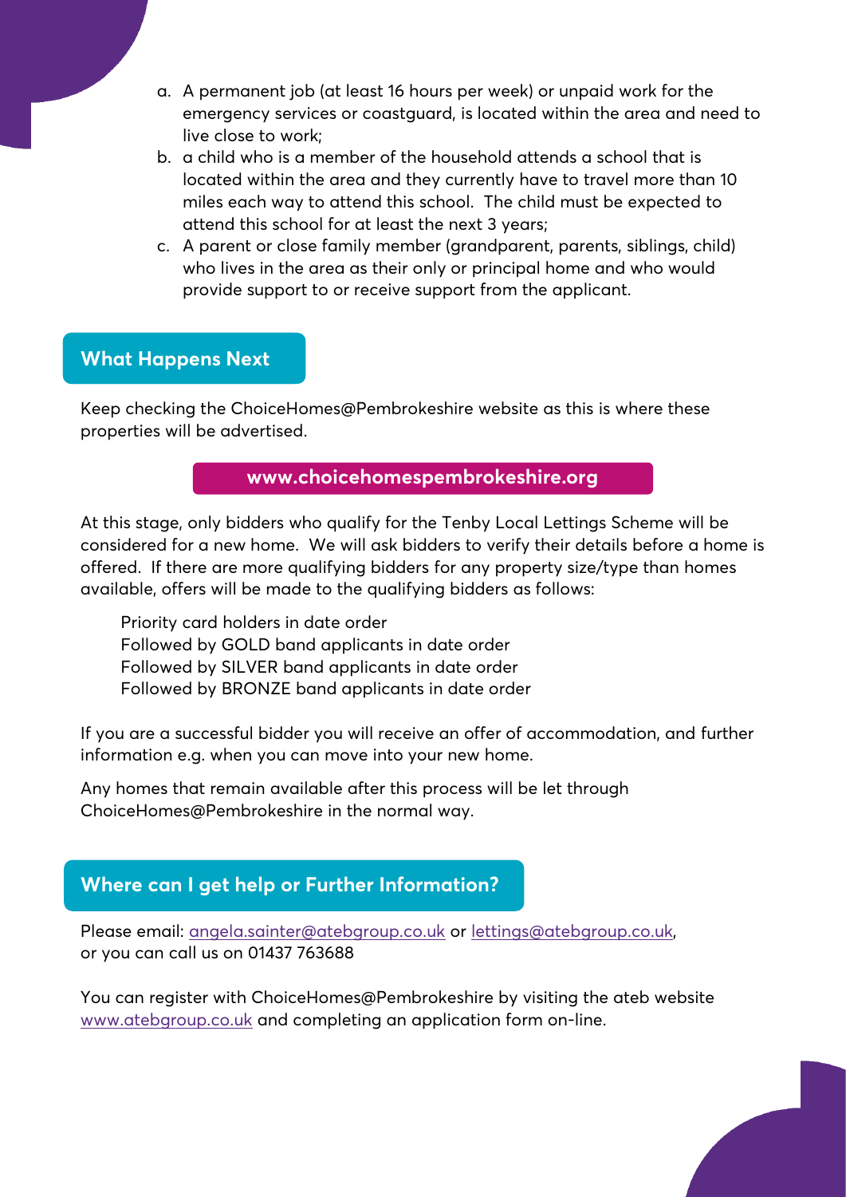a. A permanent job (at least 16 hours per week) or unpaid work for the emergency services or coastguard, is located within the area and need to live close to work;
b. a child who is a member of the household attends a school that is located within the area and they currently have to travel more than 10 miles each way to attend this school. The child must be expected to attend this school for at least the next 3 years;
c. A parent or close family member (grandparent, parents, siblings, child) who lives in the area as their only or principal home and who would provide support to or receive support from the applicant.

## What Happens Next

Keep checking the ChoiceHomes@Pembrokeshire website as this is where these properties will be advertised.

**www.choicehomespembrokeshire.org**

At this stage, only bidders who qualify for the Tenby Local Lettings Scheme will be considered for a new home. We will ask bidders to verify their details before a home is offered. If there are more qualifying bidders for any property size/type than homes available, offers will be made to the qualifying bidders as follows:

Priority card holders in date order
Followed by GOLD band applicants in date order
Followed by SILVER band applicants in date order
Followed by BRONZE band applicants in date order

If you are a successful bidder you will receive an offer of accommodation, and further information e.g. when you can move into your new home.

Any homes that remain available after this process will be let through ChoiceHomes@Pembrokeshire in the normal way.

## Where can I get help or Further Information?

Please email: angela.sainter@atebgroup.co.uk or lettings@atebgroup.co.uk, or you can call us on 01437 763688

You can register with ChoiceHomes@Pembrokeshire by visiting the ateb website www.atebgroup.co.uk and completing an application form on-line.